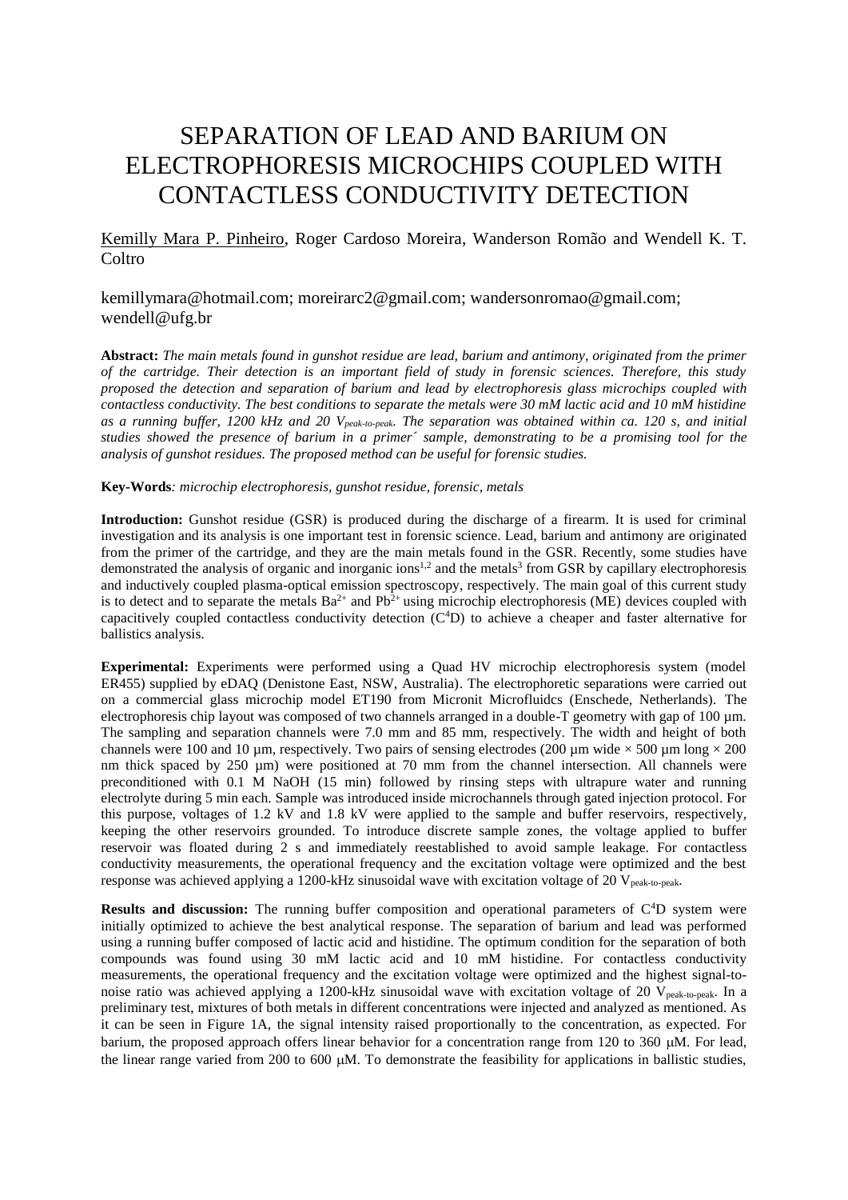# SEPARATION OF LEAD AND BARIUM ON ELECTROPHORESIS MICROCHIPS COUPLED WITH CONTACTLESS CONDUCTIVITY DETECTION

Kemilly Mara P. Pinheiro, Roger Cardoso Moreira, Wanderson Romão and Wendell K. T. Coltro

kemillymara@hotmail.com; moreirarc2@gmail.com; wandersonromao@gmail.com; wendell@ufg.br

**Abstract:** *The main metals found in gunshot residue are lead, barium and antimony, originated from the primer of the cartridge. Their detection is an important field of study in forensic sciences. Therefore, this study proposed the detection and separation of barium and lead by electrophoresis glass microchips coupled with contactless conductivity. The best conditions to separate the metals were 30 mM lactic acid and 10 mM histidine as a running buffer, 1200 kHz and 20 $V_{peak\text{-}to\text{-}peak}$. The separation was obtained within ca. 120 s, and initial studies showed the presence of barium in a primer´ sample, demonstrating to be a promising tool for the analysis of gunshot residues. The proposed method can be useful for forensic studies.*

**Key-Words**: *microchip electrophoresis, gunshot residue, forensic, metals*

**Introduction:** Gunshot residue (GSR) is produced during the discharge of a firearm. It is used for criminal investigation and its analysis is one important test in forensic science. Lead, barium and antimony are originated from the primer of the cartridge, and they are the main metals found in the GSR. Recently, some studies have demonstrated the analysis of organic and inorganic ions[1,2] and the metals[3] from GSR by capillary electrophoresis and inductively coupled plasma-optical emission spectroscopy, respectively. The main goal of this current study is to detect and to separate the metals $Ba^{2+}$ and $Pb^{2+}$ using microchip electrophoresis (ME) devices coupled with capacitively coupled contactless conductivity detection ($C^4D$) to achieve a cheaper and faster alternative for ballistics analysis.

**Experimental:** Experiments were performed using a Quad HV microchip electrophoresis system (model ER455) supplied by eDAQ (Denistone East, NSW, Australia). The electrophoretic separations were carried out on a commercial glass microchip model ET190 from Micronit Microfluidcs (Enschede, Netherlands). The electrophoresis chip layout was composed of two channels arranged in a double-T geometry with gap of 100 µm. The sampling and separation channels were 7.0 mm and 85 mm, respectively. The width and height of both channels were 100 and 10 µm, respectively. Two pairs of sensing electrodes (200 µm wide × 500 µm long × 200 nm thick spaced by 250 µm) were positioned at 70 mm from the channel intersection. All channels were preconditioned with 0.1 M NaOH (15 min) followed by rinsing steps with ultrapure water and running electrolyte during 5 min each. Sample was introduced inside microchannels through gated injection protocol. For this purpose, voltages of 1.2 kV and 1.8 kV were applied to the sample and buffer reservoirs, respectively, keeping the other reservoirs grounded. To introduce discrete sample zones, the voltage applied to buffer reservoir was floated during 2 s and immediately reestablished to avoid sample leakage. For contactless conductivity measurements, the operational frequency and the excitation voltage were optimized and the best response was achieved applying a 1200-kHz sinusoidal wave with excitation voltage of 20 $V_{peak\text{-}to\text{-}peak}$.

**Results and discussion:** The running buffer composition and operational parameters of $C^4D$ system were initially optimized to achieve the best analytical response. The separation of barium and lead was performed using a running buffer composed of lactic acid and histidine. The optimum condition for the separation of both compounds was found using 30 mM lactic acid and 10 mM histidine. For contactless conductivity measurements, the operational frequency and the excitation voltage were optimized and the highest signal-to-noise ratio was achieved applying a 1200-kHz sinusoidal wave with excitation voltage of 20 $V_{peak\text{-}to\text{-}peak}$. In a preliminary test, mixtures of both metals in different concentrations were injected and analyzed as mentioned. As it can be seen in Figure 1A, the signal intensity raised proportionally to the concentration, as expected. For barium, the proposed approach offers linear behavior for a concentration range from 120 to 360 µM. For lead, the linear range varied from 200 to 600 µM. To demonstrate the feasibility for applications in ballistic studies,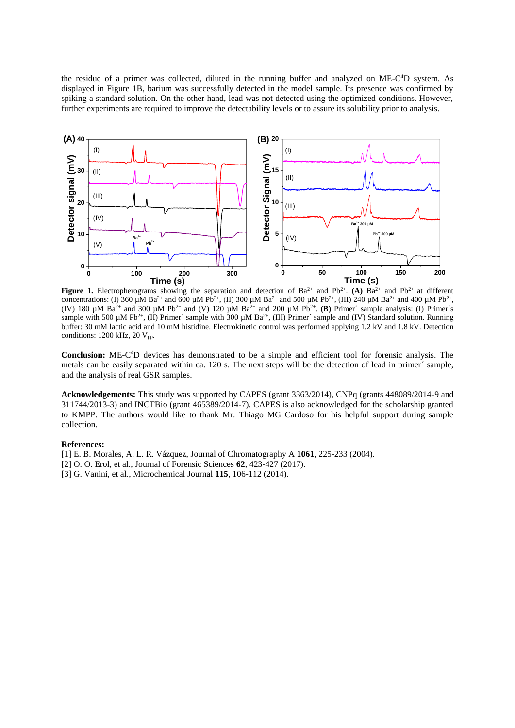the residue of a primer was collected, diluted in the running buffer and analyzed on ME-C$^4$D system. As displayed in Figure 1B, barium was successfully detected in the model sample. Its presence was confirmed by spiking a standard solution. On the other hand, lead was not detected using the optimized conditions. However, further experiments are required to improve the detectability levels or to assure its solubility prior to analysis.

(A)
Detector signal (mV)
40
30
20
10
0
(I)
(II)
(III)
(IV)
(V)
Ba$^{2+}$
Pb$^{2+}$
0
100
200
300
Time (s)

(B)
Detector Signal (mV)
20
15
10
5
0
(I)
(II)
(III)
(IV)
Ba$^{2+}$ 300 µM
Pb$^{2+}$ 500 µM
0
50
100
150
200
Time (s)

**Figure 1.** Electropherograms showing the separation and detection of $Ba^{2+}$ and $Pb^{2+}$. **(A)** $Ba^{2+}$ and $Pb^{2+}$ at different concentrations: (I) 360 µM $Ba^{2+}$ and 600 µM $Pb^{2+}$, (II) 300 µM $Ba^{2+}$ and 500 µM $Pb^{2+}$, (III) 240 µM $Ba^{2+}$ and 400 µM $Pb^{2+}$, (IV) 180 µM $Ba^{2+}$ and 300 µM $Pb^{2+}$ and (V) 120 µM $Ba^{2+}$ and 200 µM $Pb^{2+}$. **(B)** Primer´ sample analysis: (I) Primer´s sample with 500 µM $Pb^{2+}$, (II) Primer´ sample with 300 µM $Ba^{2+}$, (III) Primer´ sample and (IV) Standard solution. Running buffer: 30 mM lactic acid and 10 mM histidine. Electrokinetic control was performed applying 1.2 kV and 1.8 kV. Detection conditions: 1200 kHz, 20 $V_{pp}$.

**Conclusion:** ME-C$^4$D devices has demonstrated to be a simple and efficient tool for forensic analysis. The metals can be easily separated within ca. 120 s. The next steps will be the detection of lead in primer´ sample, and the analysis of real GSR samples.

**Acknowledgements:** This study was supported by CAPES (grant 3363/2014), CNPq (grants 448089/2014-9 and 311744/2013-3) and INCTBio (grant 465389/2014-7). CAPES is also acknowledged for the scholarship granted to KMPP. The authors would like to thank Mr. Thiago MG Cardoso for his helpful support during sample collection.

**References:**

[1] E. B. Morales, A. L. R. Vázquez, Journal of Chromatography A **1061**, 225-233 (2004).

[2] O. O. Erol, et al., Journal of Forensic Sciences **62**, 423-427 (2017).

[3] G. Vanini, et al., Microchemical Journal **115**, 106-112 (2014).